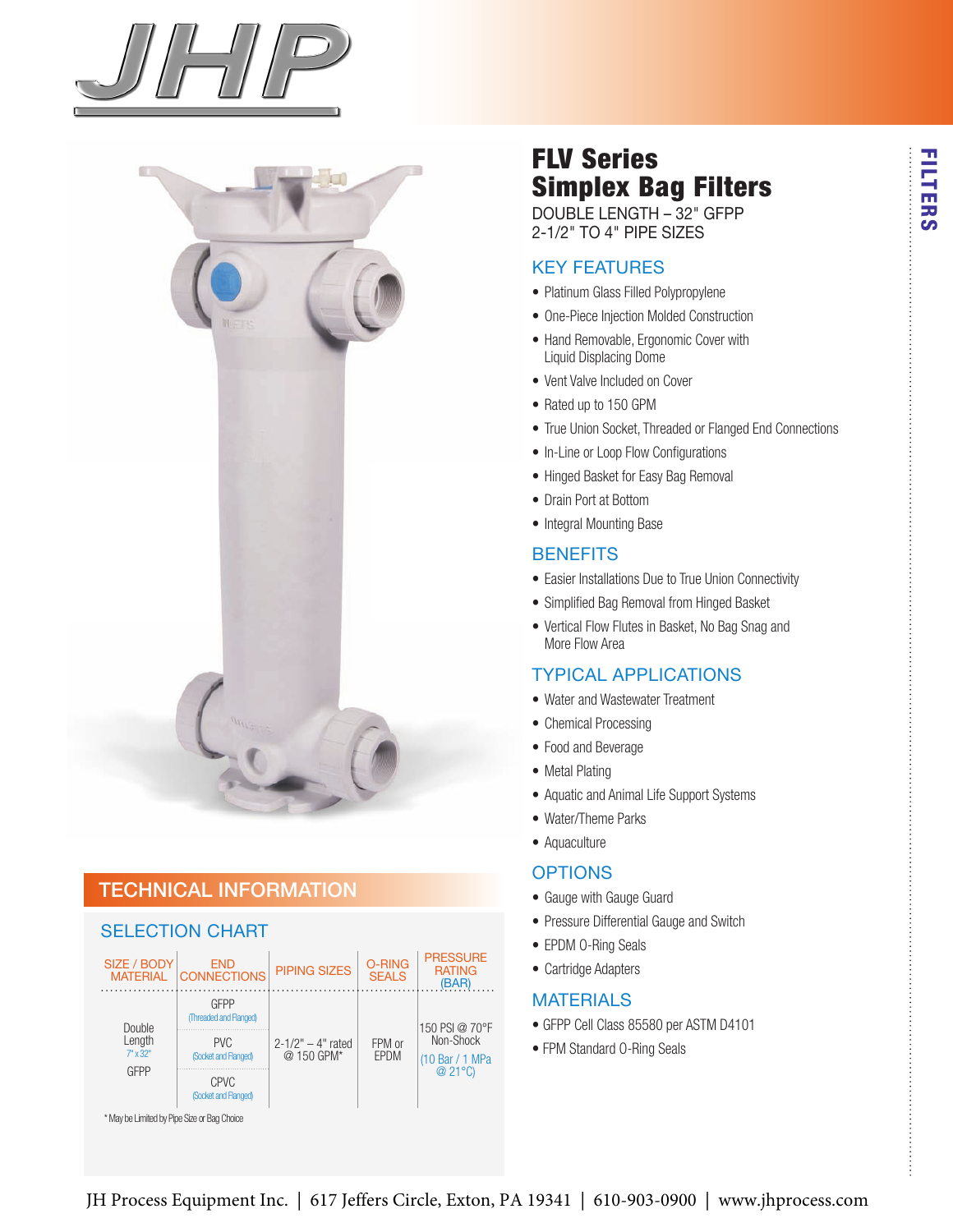# FLV Series Simplex Bag Filters

DOUBLE LENGTH – 32" GFPP
2-1/2" TO 4" PIPE SIZES

FILTERS

## KEY FEATURES

- Platinum Glass Filled Polypropylene
- One-Piece Injection Molded Construction
- Hand Removable, Ergonomic Cover with Liquid Displacing Dome
- Vent Valve Included on Cover
- Rated up to 150 GPM
- True Union Socket, Threaded or Flanged End Connections
- In-Line or Loop Flow Configurations
- Hinged Basket for Easy Bag Removal
- Drain Port at Bottom
- Integral Mounting Base

## BENEFITS

- Easier Installations Due to True Union Connectivity
- Simplified Bag Removal from Hinged Basket
- Vertical Flow Flutes in Basket, No Bag Snag and More Flow Area

## TYPICAL APPLICATIONS

- Water and Wastewater Treatment
- Chemical Processing
- Food and Beverage
- Metal Plating
- Aquatic and Animal Life Support Systems
- Water/Theme Parks
- Aquaculture

## OPTIONS

- Gauge with Gauge Guard
- Pressure Differential Gauge and Switch
- EPDM O-Ring Seals
- Cartridge Adapters

## MATERIALS

- GFPP Cell Class 85580 per ASTM D4101
- FPM Standard O-Ring Seals

## TECHNICAL INFORMATION

### SELECTION CHART

| SIZE / BODY MATERIAL | END CONNECTIONS | PIPING SIZES | O-RING SEALS | PRESSURE RATING (BAR) |
|---|---|---|---|---|
| Double Length 7" x 32" GFPP | GFPP (Threaded and Flanged) | 2-1/2" – 4" rated @ 150 GPM* | FPM or EPDM | 150 PSI @ 70°F Non-Shock (10 Bar / 1 MPa @ 21°C) |
| | PVC (Socket and Flanged) | | | |
| | CPVC (Socket and Flanged) | | | |

* May be Limited by Pipe Size or Bag Choice

JH Process Equipment Inc. | 617 Jeffers Circle, Exton, PA 19341 | 610-903-0900 | www.jhprocess.com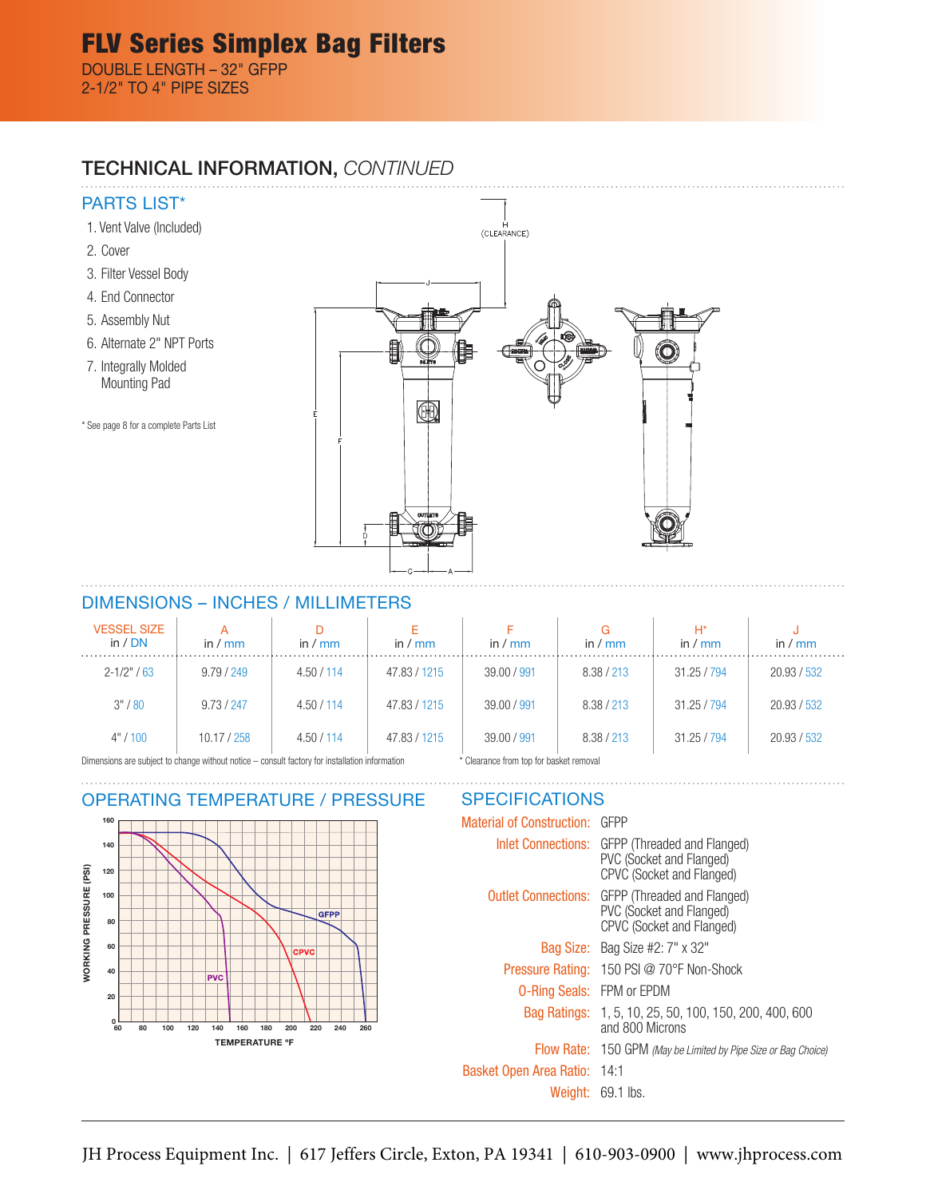# FLV Series Simplex Bag Filters

DOUBLE LENGTH – 32" GFPP
2-1/2" TO 4" PIPE SIZES

## TECHNICAL INFORMATION, *CONTINUED*

### PARTS LIST*

1. Vent Valve (Included)
2. Cover
3. Filter Vessel Body
4. End Connector
5. Assembly Nut
6. Alternate 2" NPT Ports
7. Integrally Molded Mounting Pad

\* See page 8 for a complete Parts List

H (CLEARANCE)
J
E
F
D
G
A
INLETS
OUTLETS

### DIMENSIONS – INCHES / MILLIMETERS

| VESSEL SIZE in / DN | A in / mm | D in / mm | E in / mm | F in / mm | G in / mm | H* in / mm | J in / mm |
|---|---|---|---|---|---|---|---|
| 2-1/2" / 63 | 9.79 / 249 | 4.50 / 114 | 47.83 / 1215 | 39.00 / 991 | 8.38 / 213 | 31.25 / 794 | 20.93 / 532 |
| 3" / 80 | 9.73 / 247 | 4.50 / 114 | 47.83 / 1215 | 39.00 / 991 | 8.38 / 213 | 31.25 / 794 | 20.93 / 532 |
| 4" / 100 | 10.17 / 258 | 4.50 / 114 | 47.83 / 1215 | 39.00 / 991 | 8.38 / 213 | 31.25 / 794 | 20.93 / 532 |

Dimensions are subject to change without notice – consult factory for installation information

\* Clearance from top for basket removal

### OPERATING TEMPERATURE / PRESSURE

WORKING PRESSURE (PSI)
160
140
120
100
80
60
40
20
0
60 80 100 120 140 160 180 200 220 240 260
TEMPERATURE °F
GFPP
CPVC
PVC

### SPECIFICATIONS

**Material of Construction:** GFPP

**Inlet Connections:** GFPP (Threaded and Flanged)
PVC (Socket and Flanged)
CPVC (Socket and Flanged)

**Outlet Connections:** GFPP (Threaded and Flanged)
PVC (Socket and Flanged)
CPVC (Socket and Flanged)

**Bag Size:** Bag Size #2: 7" x 32"

**Pressure Rating:** 150 PSI @ 70°F Non-Shock

**O-Ring Seals:** FPM or EPDM

**Bag Ratings:** 1, 5, 10, 25, 50, 100, 150, 200, 400, 600 and 800 Microns

**Flow Rate:** 150 GPM *(May be Limited by Pipe Size or Bag Choice)*

**Basket Open Area Ratio:** 14:1

**Weight:** 69.1 lbs.

JH Process Equipment Inc. | 617 Jeffers Circle, Exton, PA 19341 | 610-903-0900 | www.jhprocess.com